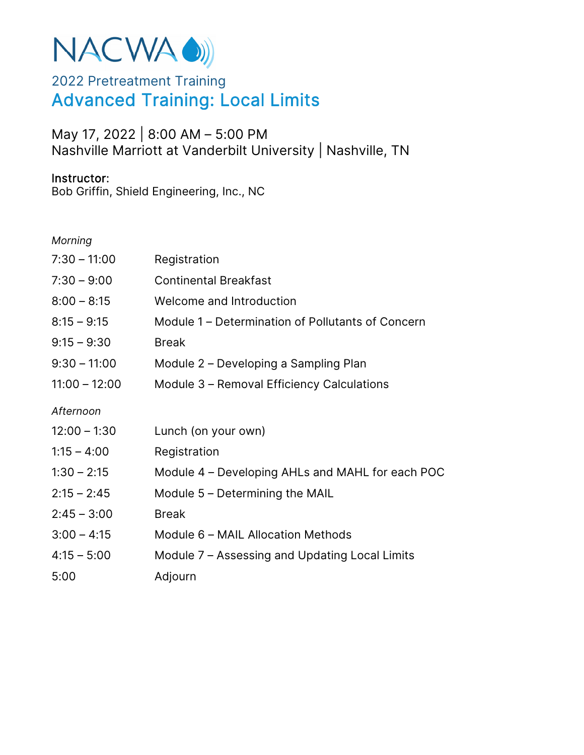NACWA

## 2022 Pretreatment Training

# Advanced Training: Local Limits

May 17, 2022 | 8:00 AM – 5:00 PM
Nashville Marriott at Vanderbilt University | Nashville, TN

**Instructor:**
Bob Griffin, Shield Engineering, Inc., NC

*Morning*

| | |
|---|---|
| 7:30 – 11:00 | Registration |
| 7:30 – 9:00 | Continental Breakfast |
| 8:00 – 8:15 | Welcome and Introduction |
| 8:15 – 9:15 | Module 1 – Determination of Pollutants of Concern |
| 9:15 – 9:30 | Break |
| 9:30 – 11:00 | Module 2 – Developing a Sampling Plan |
| 11:00 – 12:00 | Module 3 – Removal Efficiency Calculations |

*Afternoon*

| | |
|---|---|
| 12:00 – 1:30 | Lunch (on your own) |
| 1:15 – 4:00 | Registration |
| 1:30 – 2:15 | Module 4 – Developing AHLs and MAHL for each POC |
| 2:15 – 2:45 | Module 5 – Determining the MAIL |
| 2:45 – 3:00 | Break |
| 3:00 – 4:15 | Module 6 – MAIL Allocation Methods |
| 4:15 – 5:00 | Module 7 – Assessing and Updating Local Limits |
| 5:00 | Adjourn |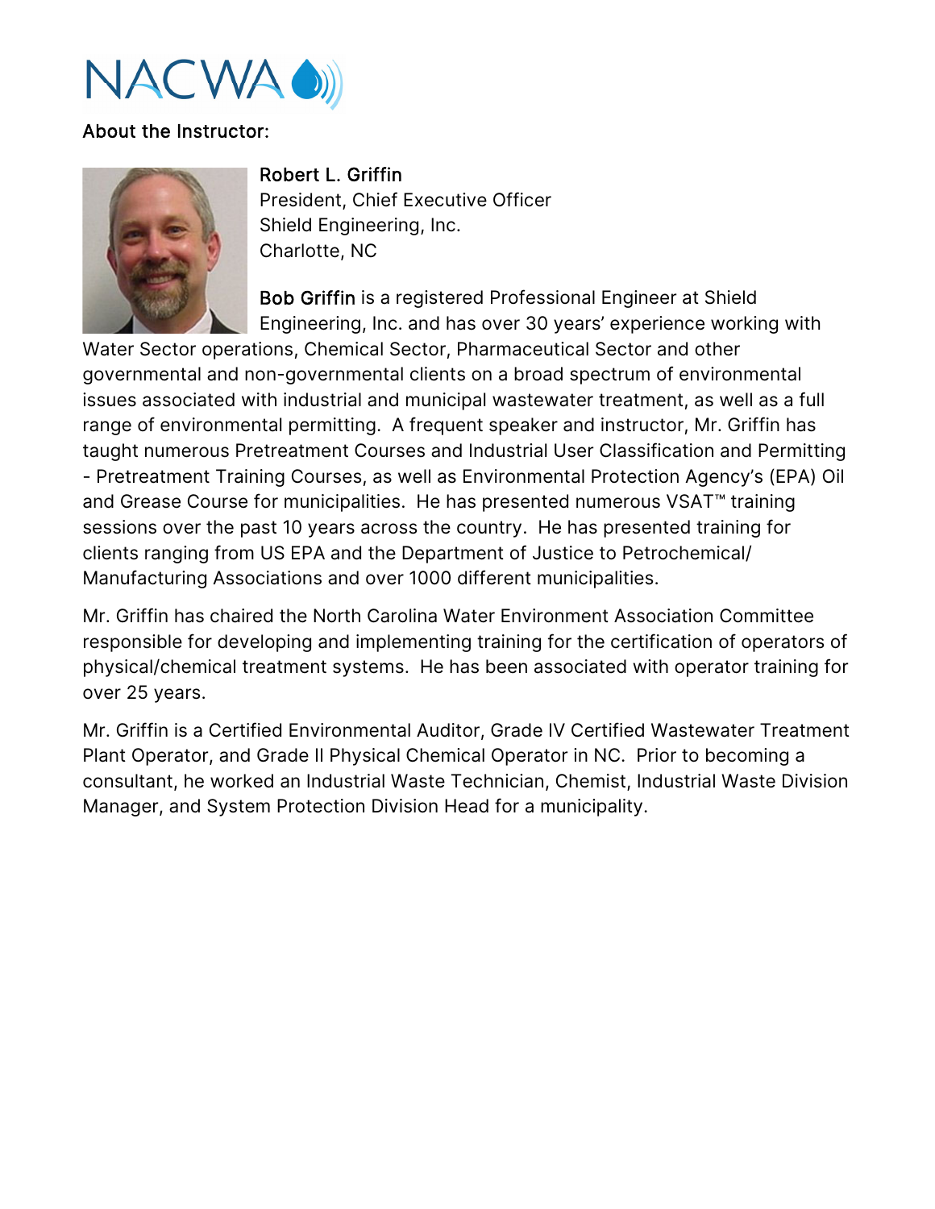NACWA

About the Instructor:

**Robert L. Griffin**
President, Chief Executive Officer
Shield Engineering, Inc.
Charlotte, NC

**Bob Griffin** is a registered Professional Engineer at Shield Engineering, Inc. and has over 30 years' experience working with Water Sector operations, Chemical Sector, Pharmaceutical Sector and other governmental and non-governmental clients on a broad spectrum of environmental issues associated with industrial and municipal wastewater treatment, as well as a full range of environmental permitting. A frequent speaker and instructor, Mr. Griffin has taught numerous Pretreatment Courses and Industrial User Classification and Permitting - Pretreatment Training Courses, as well as Environmental Protection Agency's (EPA) Oil and Grease Course for municipalities. He has presented numerous VSAT™ training sessions over the past 10 years across the country. He has presented training for clients ranging from US EPA and the Department of Justice to Petrochemical/ Manufacturing Associations and over 1000 different municipalities.

Mr. Griffin has chaired the North Carolina Water Environment Association Committee responsible for developing and implementing training for the certification of operators of physical/chemical treatment systems. He has been associated with operator training for over 25 years.

Mr. Griffin is a Certified Environmental Auditor, Grade IV Certified Wastewater Treatment Plant Operator, and Grade II Physical Chemical Operator in NC. Prior to becoming a consultant, he worked an Industrial Waste Technician, Chemist, Industrial Waste Division Manager, and System Protection Division Head for a municipality.